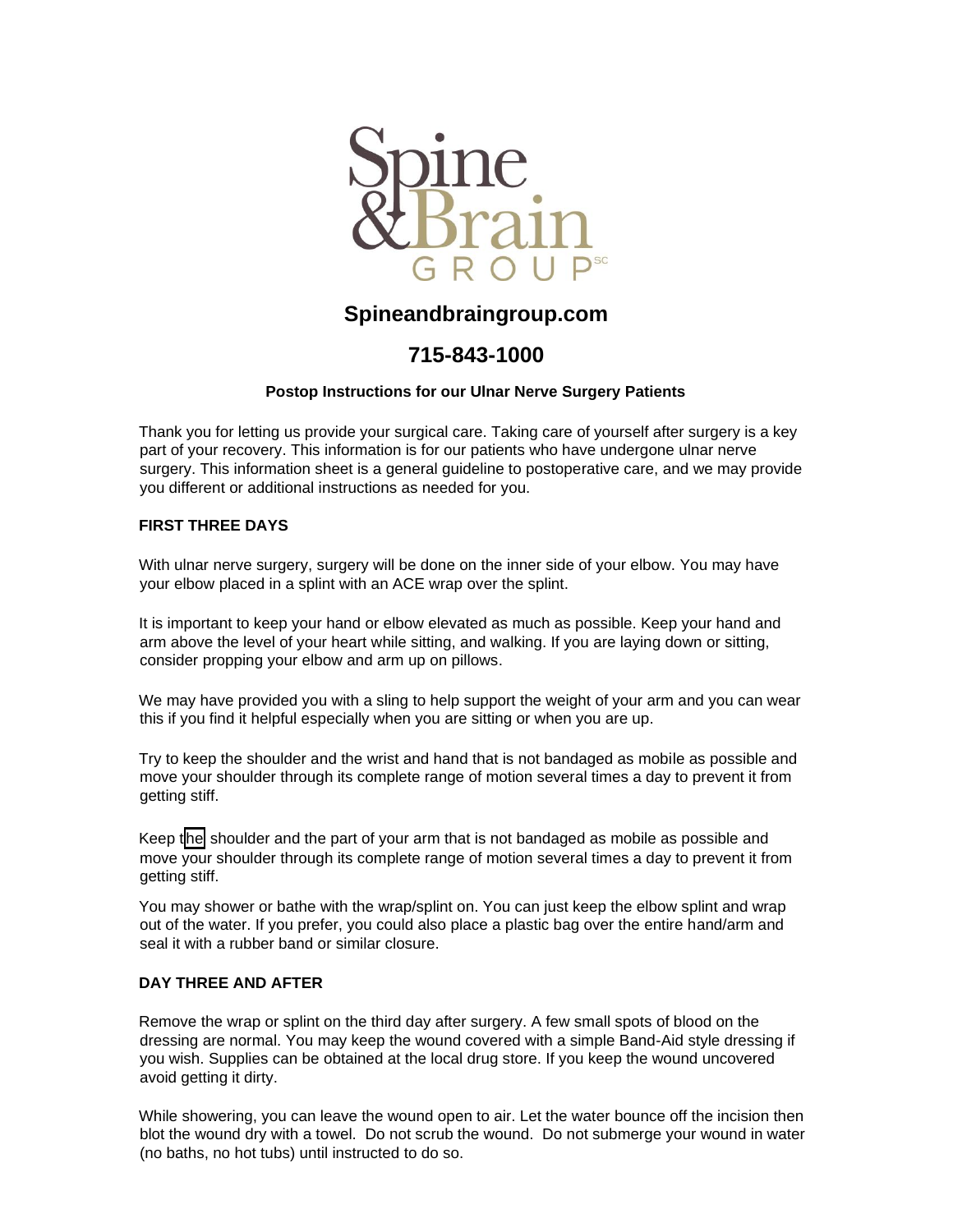Spine & Brain GROUP SC

**Spineandbraingroup.com**

**715-843-1000**

**Postop Instructions for our Ulnar Nerve Surgery Patients**

Thank you for letting us provide your surgical care. Taking care of yourself after surgery is a key part of your recovery. This information is for our patients who have undergone ulnar nerve surgery. This information sheet is a general guideline to postoperative care, and we may provide you different or additional instructions as needed for you.

**FIRST THREE DAYS**

With ulnar nerve surgery, surgery will be done on the inner side of your elbow. You may have your elbow placed in a splint with an ACE wrap over the splint.

It is important to keep your hand or elbow elevated as much as possible. Keep your hand and arm above the level of your heart while sitting, and walking. If you are laying down or sitting, consider propping your elbow and arm up on pillows.

We may have provided you with a sling to help support the weight of your arm and you can wear this if you find it helpful especially when you are sitting or when you are up.

Try to keep the shoulder and the wrist and hand that is not bandaged as mobile as possible and move your shoulder through its complete range of motion several times a day to prevent it from getting stiff.

Keep the shoulder and the part of your arm that is not bandaged as mobile as possible and move your shoulder through its complete range of motion several times a day to prevent it from getting stiff.

You may shower or bathe with the wrap/splint on. You can just keep the elbow splint and wrap out of the water. If you prefer, you could also place a plastic bag over the entire hand/arm and seal it with a rubber band or similar closure.

**DAY THREE AND AFTER**

Remove the wrap or splint on the third day after surgery. A few small spots of blood on the dressing are normal. You may keep the wound covered with a simple Band-Aid style dressing if you wish. Supplies can be obtained at the local drug store. If you keep the wound uncovered avoid getting it dirty.

While showering, you can leave the wound open to air. Let the water bounce off the incision then blot the wound dry with a towel. Do not scrub the wound. Do not submerge your wound in water (no baths, no hot tubs) until instructed to do so.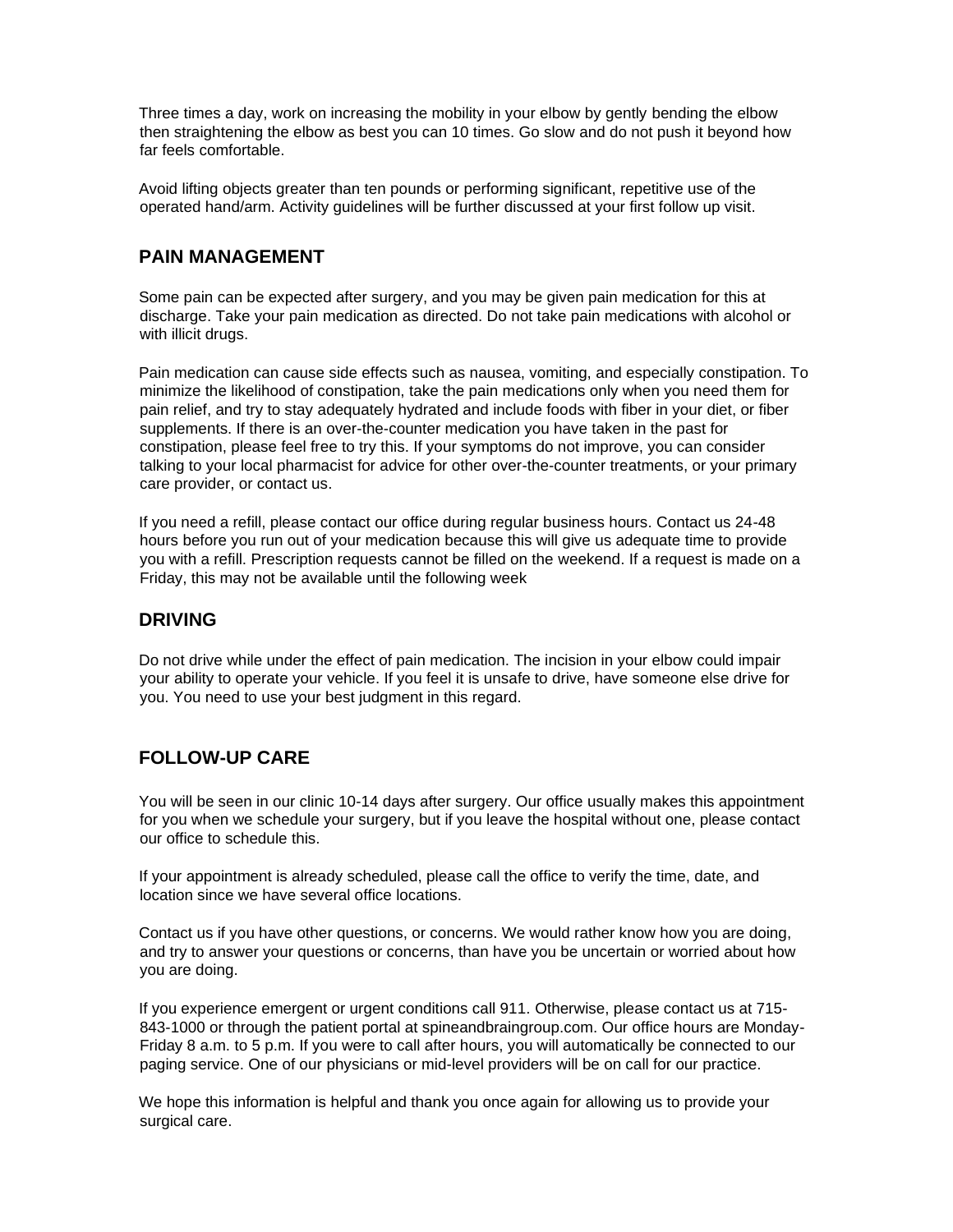Three times a day, work on increasing the mobility in your elbow by gently bending the elbow then straightening the elbow as best you can 10 times. Go slow and do not push it beyond how far feels comfortable.

Avoid lifting objects greater than ten pounds or performing significant, repetitive use of the operated hand/arm. Activity guidelines will be further discussed at your first follow up visit.

## PAIN MANAGEMENT

Some pain can be expected after surgery, and you may be given pain medication for this at discharge. Take your pain medication as directed. Do not take pain medications with alcohol or with illicit drugs.

Pain medication can cause side effects such as nausea, vomiting, and especially constipation. To minimize the likelihood of constipation, take the pain medications only when you need them for pain relief, and try to stay adequately hydrated and include foods with fiber in your diet, or fiber supplements. If there is an over-the-counter medication you have taken in the past for constipation, please feel free to try this. If your symptoms do not improve, you can consider talking to your local pharmacist for advice for other over-the-counter treatments, or your primary care provider, or contact us.

If you need a refill, please contact our office during regular business hours. Contact us 24-48 hours before you run out of your medication because this will give us adequate time to provide you with a refill. Prescription requests cannot be filled on the weekend. If a request is made on a Friday, this may not be available until the following week

## DRIVING

Do not drive while under the effect of pain medication. The incision in your elbow could impair your ability to operate your vehicle. If you feel it is unsafe to drive, have someone else drive for you. You need to use your best judgment in this regard.

## FOLLOW-UP CARE

You will be seen in our clinic 10-14 days after surgery. Our office usually makes this appointment for you when we schedule your surgery, but if you leave the hospital without one, please contact our office to schedule this.

If your appointment is already scheduled, please call the office to verify the time, date, and location since we have several office locations.

Contact us if you have other questions, or concerns. We would rather know how you are doing, and try to answer your questions or concerns, than have you be uncertain or worried about how you are doing.

If you experience emergent or urgent conditions call 911. Otherwise, please contact us at 715-843-1000 or through the patient portal at spineandbraingroup.com. Our office hours are Monday-Friday 8 a.m. to 5 p.m. If you were to call after hours, you will automatically be connected to our paging service. One of our physicians or mid-level providers will be on call for our practice.

We hope this information is helpful and thank you once again for allowing us to provide your surgical care.